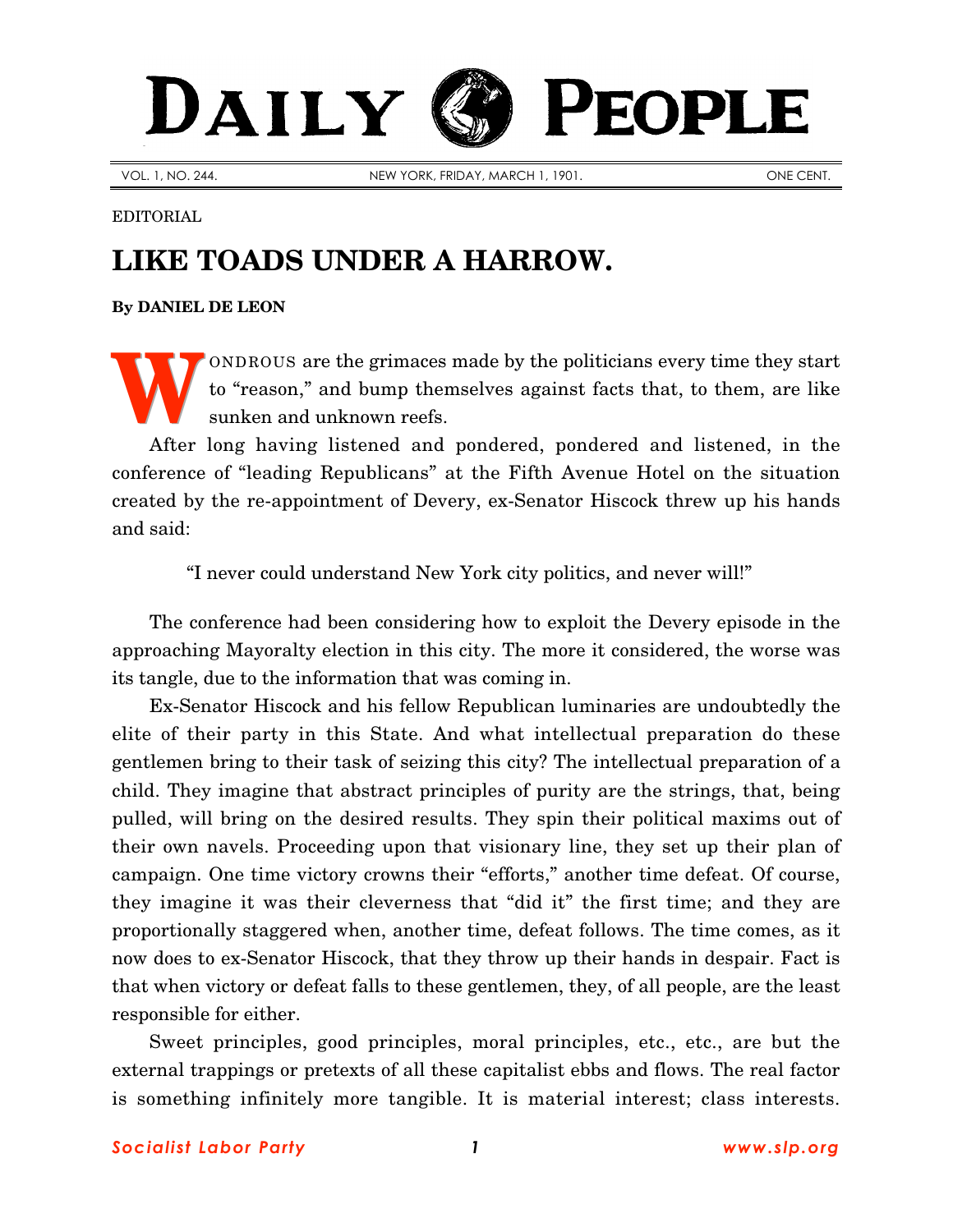# DAILY PEOPLE

VOL. 1, NO. 244. NEW YORK, FRIDAY, MARCH 1, 1901. ONE CENT.

EDITORIAL

## LIKE TOADS UNDER A HARROW.

**By DANIEL DE LEON**

WONDROUS are the grimaces made by the politicians every time they start to "reason," and bump themselves against facts that, to them, are like sunken and unknown reefs.

After long having listened and pondered, pondered and listened, in the conference of "leading Republicans" at the Fifth Avenue Hotel on the situation created by the re-appointment of Devery, ex-Senator Hiscock threw up his hands and said:

> "I never could understand New York city politics, and never will!"

The conference had been considering how to exploit the Devery episode in the approaching Mayoralty election in this city. The more it considered, the worse was its tangle, due to the information that was coming in.

Ex-Senator Hiscock and his fellow Republican luminaries are undoubtedly the elite of their party in this State. And what intellectual preparation do these gentlemen bring to their task of seizing this city? The intellectual preparation of a child. They imagine that abstract principles of purity are the strings, that, being pulled, will bring on the desired results. They spin their political maxims out of their own navels. Proceeding upon that visionary line, they set up their plan of campaign. One time victory crowns their "efforts," another time defeat. Of course, they imagine it was their cleverness that "did it" the first time; and they are proportionally staggered when, another time, defeat follows. The time comes, as it now does to ex-Senator Hiscock, that they throw up their hands in despair. Fact is that when victory or defeat falls to these gentlemen, they, of all people, are the least responsible for either.

Sweet principles, good principles, moral principles, etc., etc., are but the external trappings or pretexts of all these capitalist ebbs and flows. The real factor is something infinitely more tangible. It is material interest; class interests.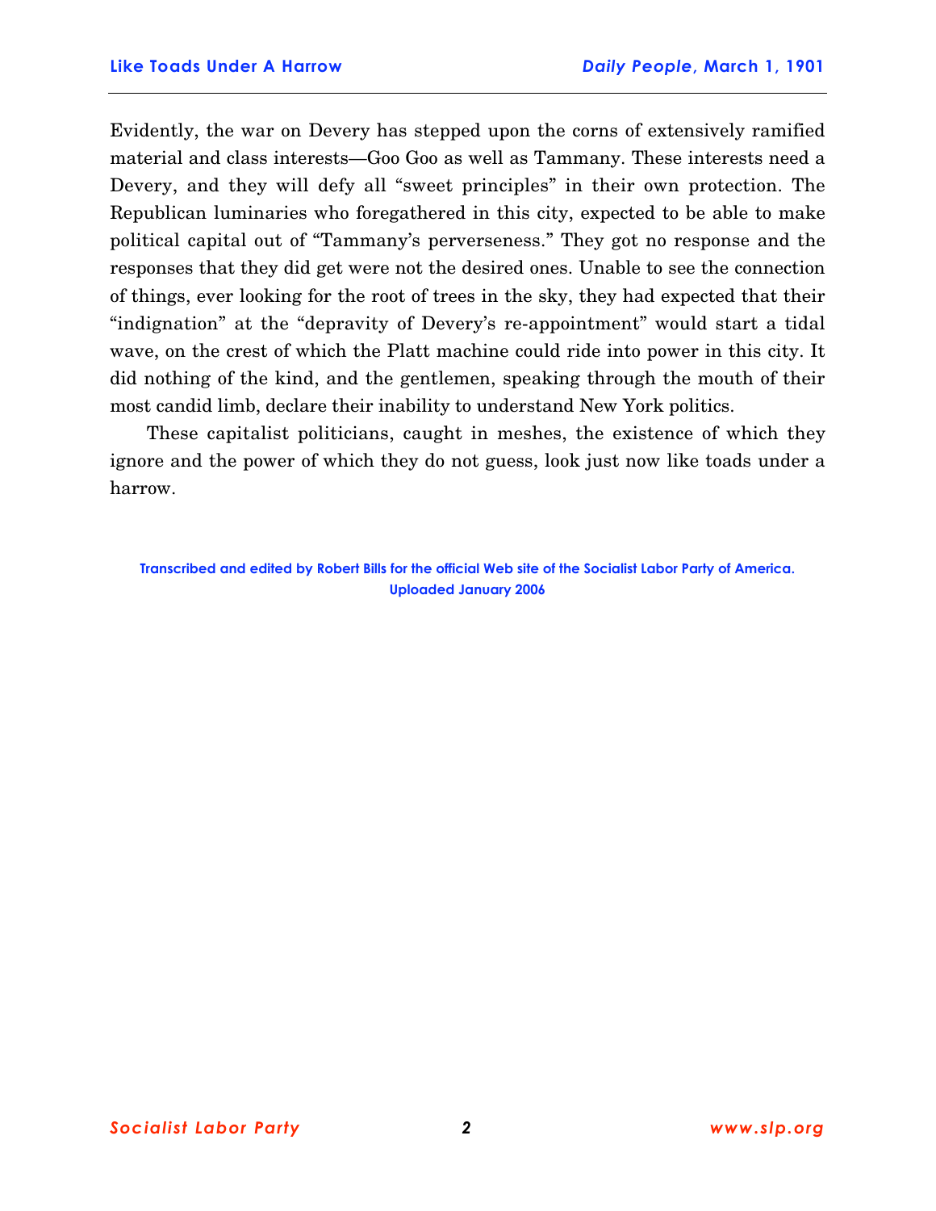Evidently, the war on Devery has stepped upon the corns of extensively ramified material and class interests—Goo Goo as well as Tammany. These interests need a Devery, and they will defy all "sweet principles" in their own protection. The Republican luminaries who foregathered in this city, expected to be able to make political capital out of "Tammany's perverseness." They got no response and the responses that they did get were not the desired ones. Unable to see the connection of things, ever looking for the root of trees in the sky, they had expected that their "indignation" at the "depravity of Devery's re-appointment" would start a tidal wave, on the crest of which the Platt machine could ride into power in this city. It did nothing of the kind, and the gentlemen, speaking through the mouth of their most candid limb, declare their inability to understand New York politics.

These capitalist politicians, caught in meshes, the existence of which they ignore and the power of which they do not guess, look just now like toads under a harrow.

**Transcribed and edited by Robert Bills for the official Web site of the Socialist Labor Party of America. Uploaded January 2006**